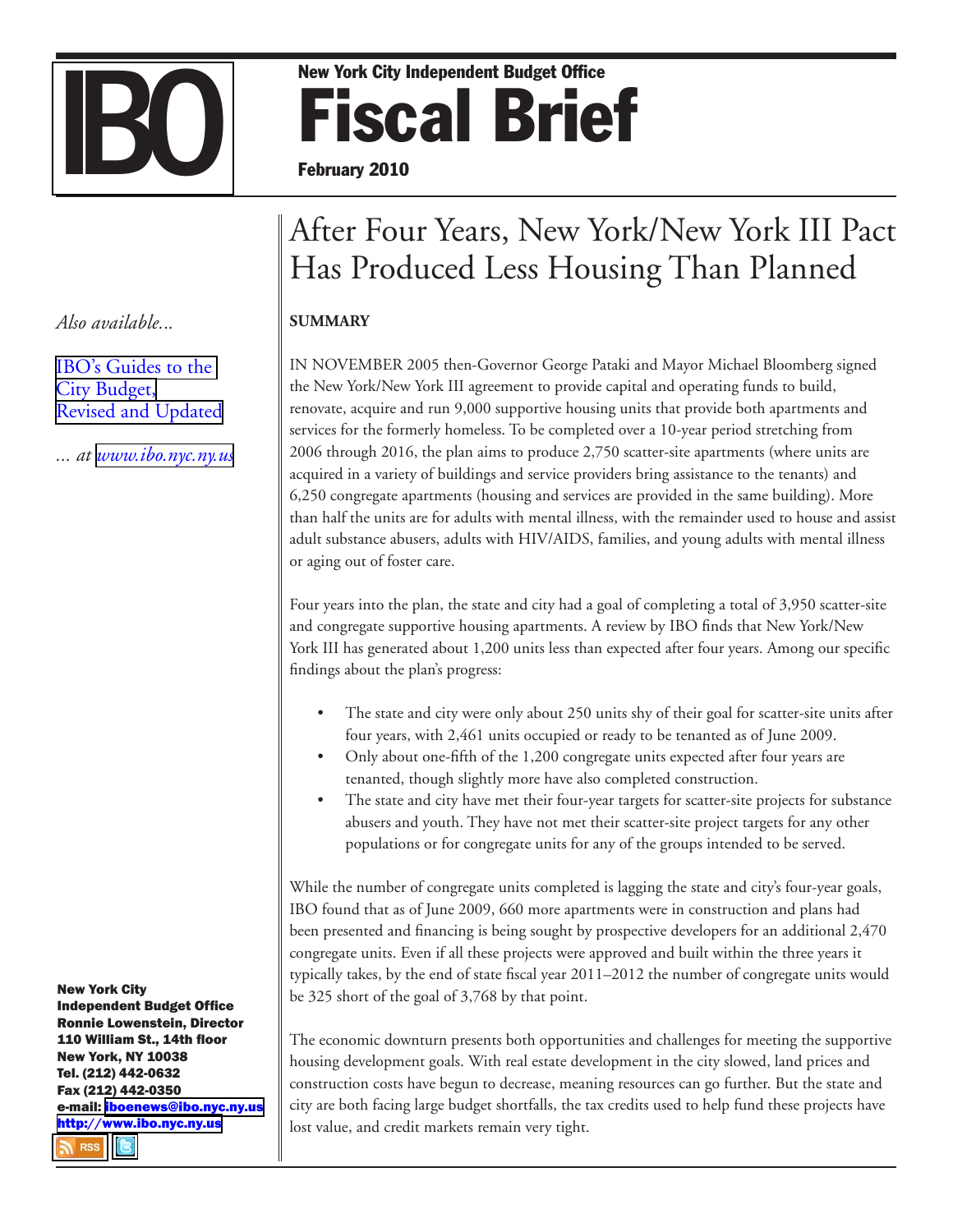# IBO

**New York City Independent Budget Office**

# Fiscal Brief

**February 2010**

*Also available...*

[IBO's Guides to the City Budget, Revised and Updated](http://www.ibo.nyc.ny.us)

*... at www.ibo.nyc.ny.us*

## After Four Years, New York/New York III Pact Has Produced Less Housing Than Planned

**SUMMARY**

IN NOVEMBER 2005 then-Governor George Pataki and Mayor Michael Bloomberg signed the New York/New York III agreement to provide capital and operating funds to build, renovate, acquire and run 9,000 supportive housing units that provide both apartments and services for the formerly homeless. To be completed over a 10-year period stretching from 2006 through 2016, the plan aims to produce 2,750 scatter-site apartments (where units are acquired in a variety of buildings and service providers bring assistance to the tenants) and 6,250 congregate apartments (housing and services are provided in the same building). More than half the units are for adults with mental illness, with the remainder used to house and assist adult substance abusers, adults with HIV/AIDS, families, and young adults with mental illness or aging out of foster care.

Four years into the plan, the state and city had a goal of completing a total of 3,950 scatter-site and congregate supportive housing apartments. A review by IBO finds that New York/New York III has generated about 1,200 units less than expected after four years. Among our specific findings about the plan's progress:

- The state and city were only about 250 units shy of their goal for scatter-site units after four years, with 2,461 units occupied or ready to be tenanted as of June 2009.
- Only about one-fifth of the 1,200 congregate units expected after four years are tenanted, though slightly more have also completed construction.
- The state and city have met their four-year targets for scatter-site projects for substance abusers and youth. They have not met their scatter-site project targets for any other populations or for congregate units for any of the groups intended to be served.

While the number of congregate units completed is lagging the state and city's four-year goals, IBO found that as of June 2009, 660 more apartments were in construction and plans had been presented and financing is being sought by prospective developers for an additional 2,470 congregate units. Even if all these projects were approved and built within the three years it typically takes, by the end of state fiscal year 2011–2012 the number of congregate units would be 325 short of the goal of 3,768 by that point.

The economic downturn presents both opportunities and challenges for meeting the supportive housing development goals. With real estate development in the city slowed, land prices and construction costs have begun to decrease, meaning resources can go further. But the state and city are both facing large budget shortfalls, the tax credits used to help fund these projects have lost value, and credit markets remain very tight.

**New York City Independent Budget Office**
**Ronnie Lowenstein, Director**
**110 William St., 14th floor**
**New York, NY 10038**
**Tel. (212) 442-0632**
**Fax (212) 442-0350**
**e-mail: iboenews@ibo.nyc.ny.us**
**http://www.ibo.nyc.ny.us**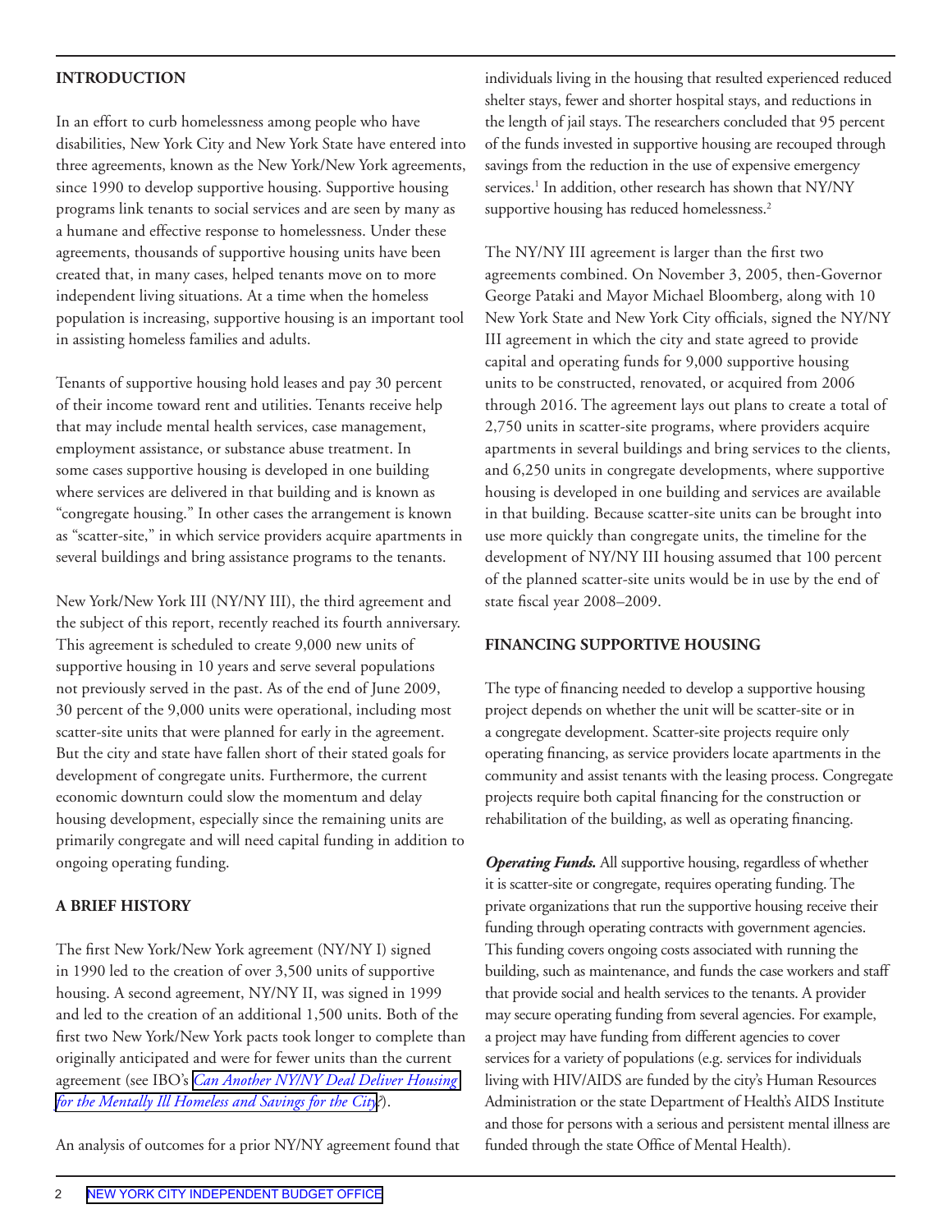## INTRODUCTION

In an effort to curb homelessness among people who have disabilities, New York City and New York State have entered into three agreements, known as the New York/New York agreements, since 1990 to develop supportive housing. Supportive housing programs link tenants to social services and are seen by many as a humane and effective response to homelessness. Under these agreements, thousands of supportive housing units have been created that, in many cases, helped tenants move on to more independent living situations. At a time when the homeless population is increasing, supportive housing is an important tool in assisting homeless families and adults.

Tenants of supportive housing hold leases and pay 30 percent of their income toward rent and utilities. Tenants receive help that may include mental health services, case management, employment assistance, or substance abuse treatment. In some cases supportive housing is developed in one building where services are delivered in that building and is known as "congregate housing." In other cases the arrangement is known as "scatter-site," in which service providers acquire apartments in several buildings and bring assistance programs to the tenants.

New York/New York III (NY/NY III), the third agreement and the subject of this report, recently reached its fourth anniversary. This agreement is scheduled to create 9,000 new units of supportive housing in 10 years and serve several populations not previously served in the past. As of the end of June 2009, 30 percent of the 9,000 units were operational, including most scatter-site units that were planned for early in the agreement. But the city and state have fallen short of their stated goals for development of congregate units. Furthermore, the current economic downturn could slow the momentum and delay housing development, especially since the remaining units are primarily congregate and will need capital funding in addition to ongoing operating funding.

## A BRIEF HISTORY

The first New York/New York agreement (NY/NY I) signed in 1990 led to the creation of over 3,500 units of supportive housing. A second agreement, NY/NY II, was signed in 1999 and led to the creation of an additional 1,500 units. Both of the first two New York/New York pacts took longer to complete than originally anticipated and were for fewer units than the current agreement (see IBO's *Can Another NY/NY Deal Deliver Housing for the Mentally Ill Homeless and Savings for the City?*).

An analysis of outcomes for a prior NY/NY agreement found that individuals living in the housing that resulted experienced reduced shelter stays, fewer and shorter hospital stays, and reductions in the length of jail stays. The researchers concluded that 95 percent of the funds invested in supportive housing are recouped through savings from the reduction in the use of expensive emergency services.[1] In addition, other research has shown that NY/NY supportive housing has reduced homelessness.[2]

The NY/NY III agreement is larger than the first two agreements combined. On November 3, 2005, then-Governor George Pataki and Mayor Michael Bloomberg, along with 10 New York State and New York City officials, signed the NY/NY III agreement in which the city and state agreed to provide capital and operating funds for 9,000 supportive housing units to be constructed, renovated, or acquired from 2006 through 2016. The agreement lays out plans to create a total of 2,750 units in scatter-site programs, where providers acquire apartments in several buildings and bring services to the clients, and 6,250 units in congregate developments, where supportive housing is developed in one building and services are available in that building. Because scatter-site units can be brought into use more quickly than congregate units, the timeline for the development of NY/NY III housing assumed that 100 percent of the planned scatter-site units would be in use by the end of state fiscal year 2008–2009.

## FINANCING SUPPORTIVE HOUSING

The type of financing needed to develop a supportive housing project depends on whether the unit will be scatter-site or in a congregate development. Scatter-site projects require only operating financing, as service providers locate apartments in the community and assist tenants with the leasing process. Congregate projects require both capital financing for the construction or rehabilitation of the building, as well as operating financing.

***Operating Funds.*** All supportive housing, regardless of whether it is scatter-site or congregate, requires operating funding. The private organizations that run the supportive housing receive their funding through operating contracts with government agencies. This funding covers ongoing costs associated with running the building, such as maintenance, and funds the case workers and staff that provide social and health services to the tenants. A provider may secure operating funding from several agencies. For example, a project may have funding from different agencies to cover services for a variety of populations (e.g. services for individuals living with HIV/AIDS are funded by the city's Human Resources Administration or the state Department of Health's AIDS Institute and those for persons with a serious and persistent mental illness are funded through the state Office of Mental Health).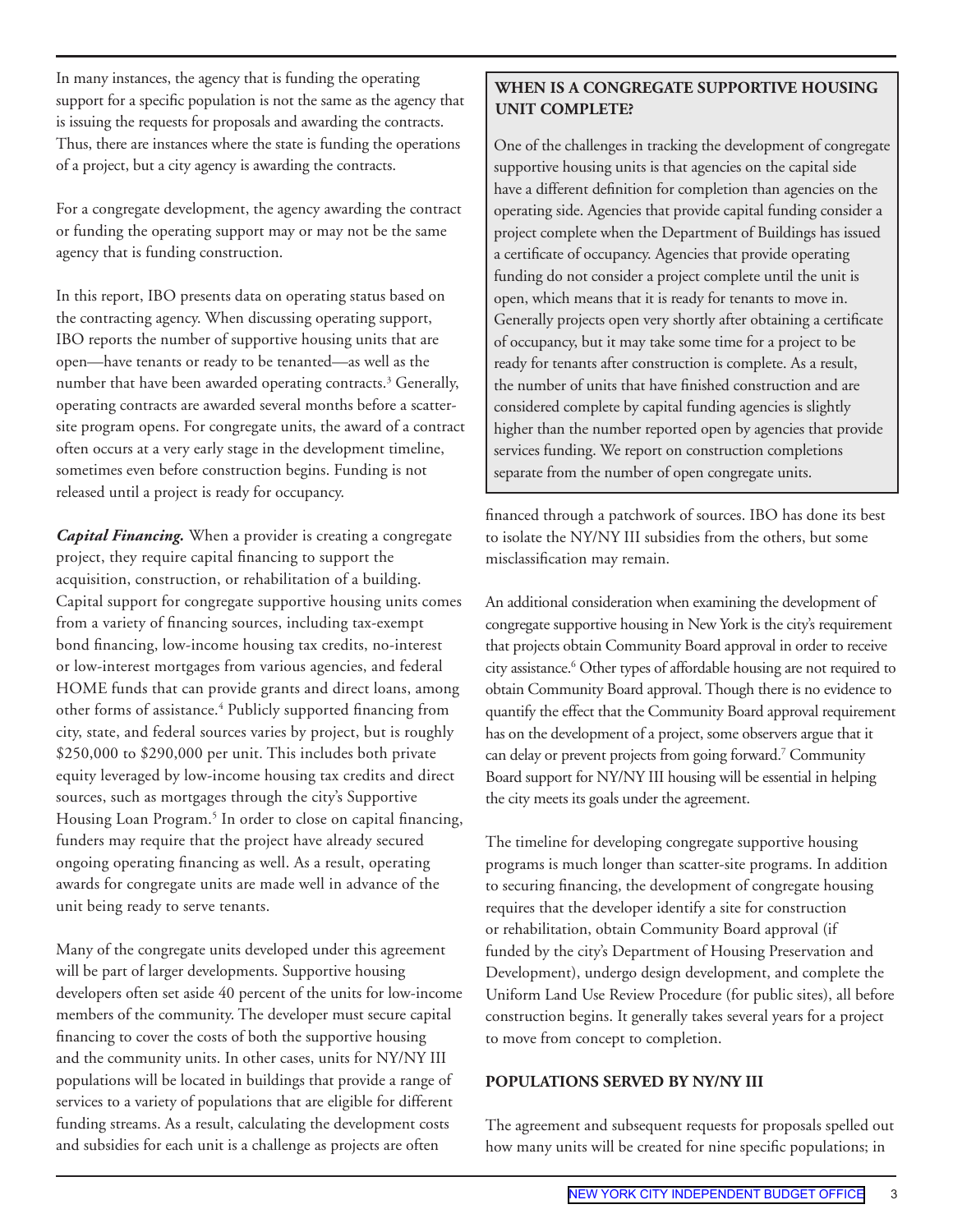In many instances, the agency that is funding the operating support for a specific population is not the same as the agency that is issuing the requests for proposals and awarding the contracts. Thus, there are instances where the state is funding the operations of a project, but a city agency is awarding the contracts.

For a congregate development, the agency awarding the contract or funding the operating support may or may not be the same agency that is funding construction.

In this report, IBO presents data on operating status based on the contracting agency. When discussing operating support, IBO reports the number of supportive housing units that are open—have tenants or ready to be tenanted—as well as the number that have been awarded operating contracts.[3] Generally, operating contracts are awarded several months before a scatter-site program opens. For congregate units, the award of a contract often occurs at a very early stage in the development timeline, sometimes even before construction begins. Funding is not released until a project is ready for occupancy.

***Capital Financing.*** When a provider is creating a congregate project, they require capital financing to support the acquisition, construction, or rehabilitation of a building. Capital support for congregate supportive housing units comes from a variety of financing sources, including tax-exempt bond financing, low-income housing tax credits, no-interest or low-interest mortgages from various agencies, and federal HOME funds that can provide grants and direct loans, among other forms of assistance.[4] Publicly supported financing from city, state, and federal sources varies by project, but is roughly $250,000 to $290,000 per unit. This includes both private equity leveraged by low-income housing tax credits and direct sources, such as mortgages through the city's Supportive Housing Loan Program.[5] In order to close on capital financing, funders may require that the project have already secured ongoing operating financing as well. As a result, operating awards for congregate units are made well in advance of the unit being ready to serve tenants.

Many of the congregate units developed under this agreement will be part of larger developments. Supportive housing developers often set aside 40 percent of the units for low-income members of the community. The developer must secure capital financing to cover the costs of both the supportive housing and the community units. In other cases, units for NY/NY III populations will be located in buildings that provide a range of services to a variety of populations that are eligible for different funding streams. As a result, calculating the development costs and subsidies for each unit is a challenge as projects are often financed through a patchwork of sources. IBO has done its best to isolate the NY/NY III subsidies from the others, but some misclassification may remain.

**WHEN IS A CONGREGATE SUPPORTIVE HOUSING UNIT COMPLETE?**

One of the challenges in tracking the development of congregate supportive housing units is that agencies on the capital side have a different definition for completion than agencies on the operating side. Agencies that provide capital funding consider a project complete when the Department of Buildings has issued a certificate of occupancy. Agencies that provide operating funding do not consider a project complete until the unit is open, which means that it is ready for tenants to move in. Generally projects open very shortly after obtaining a certificate of occupancy, but it may take some time for a project to be ready for tenants after construction is complete. As a result, the number of units that have finished construction and are considered complete by capital funding agencies is slightly higher than the number reported open by agencies that provide services funding. We report on construction completions separate from the number of open congregate units.

An additional consideration when examining the development of congregate supportive housing in New York is the city's requirement that projects obtain Community Board approval in order to receive city assistance.[6] Other types of affordable housing are not required to obtain Community Board approval. Though there is no evidence to quantify the effect that the Community Board approval requirement has on the development of a project, some observers argue that it can delay or prevent projects from going forward.[7] Community Board support for NY/NY III housing will be essential in helping the city meets its goals under the agreement.

The timeline for developing congregate supportive housing programs is much longer than scatter-site programs. In addition to securing financing, the development of congregate housing requires that the developer identify a site for construction or rehabilitation, obtain Community Board approval (if funded by the city's Department of Housing Preservation and Development), undergo design development, and complete the Uniform Land Use Review Procedure (for public sites), all before construction begins. It generally takes several years for a project to move from concept to completion.

**POPULATIONS SERVED BY NY/NY III**

The agreement and subsequent requests for proposals spelled out how many units will be created for nine specific populations; in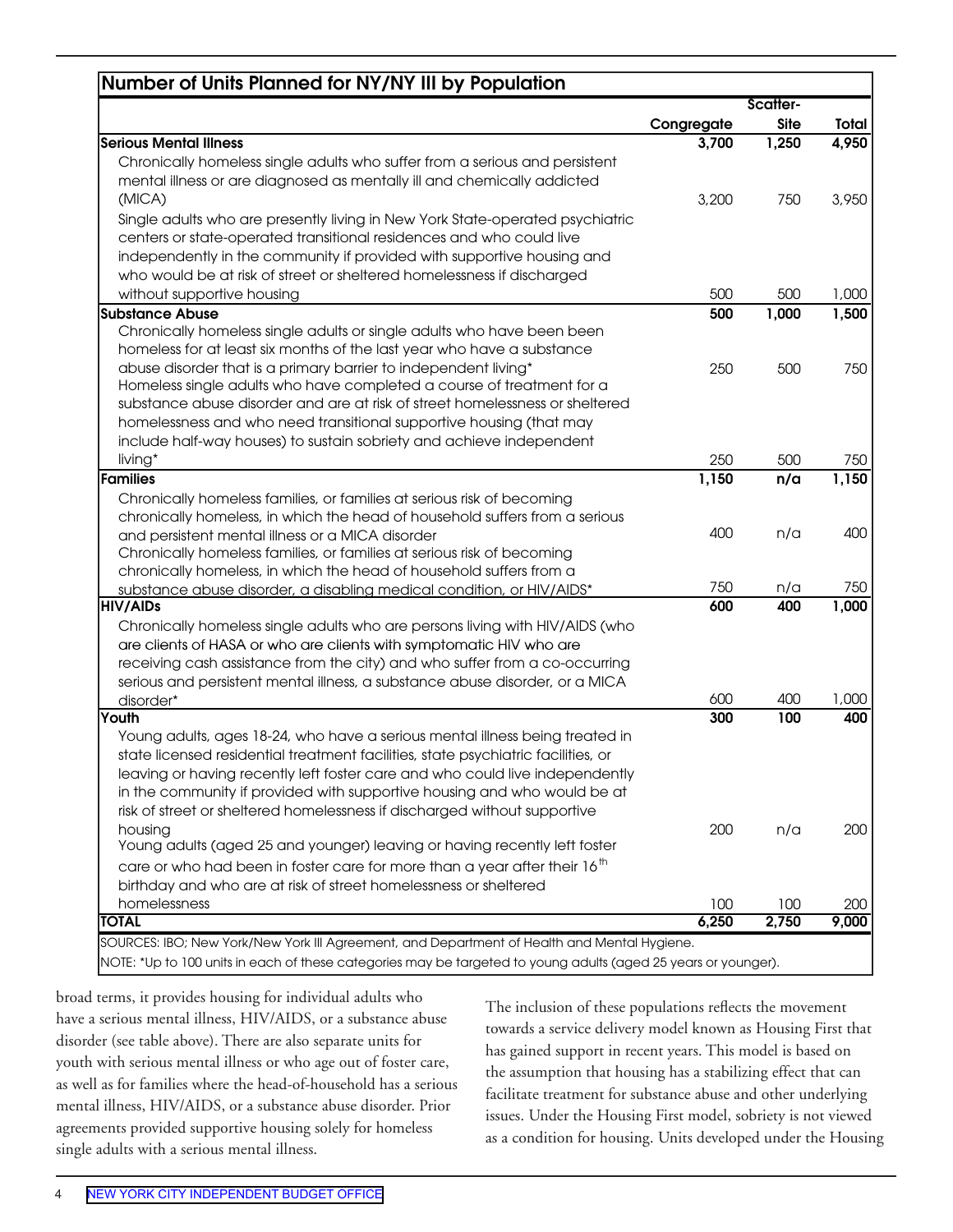**Number of Units Planned for NY/NY III by Population**

| | Congregate | Scatter-Site | Total |
|---|---|---|---|
| **Serious Mental Illness** | **3,700** | **1,250** | **4,950** |
| Chronically homeless single adults who suffer from a serious and persistent mental illness or are diagnosed as mentally ill and chemically addicted (MICA) | 3,200 | 750 | 3,950 |
| Single adults who are presently living in New York State-operated psychiatric centers or state-operated transitional residences and who could live independently in the community if provided with supportive housing and who would be at risk of street or sheltered homelessness if discharged without supportive housing | 500 | 500 | 1,000 |
| **Substance Abuse** | **500** | **1,000** | **1,500** |
| Chronically homeless single adults or single adults who have been been homeless for at least six months of the last year who have a substance abuse disorder that is a primary barrier to independent living* | 250 | 500 | 750 |
| Homeless single adults who have completed a course of treatment for a substance abuse disorder and are at risk of street homelessness or sheltered homelessness and who need transitional supportive housing (that may include half-way houses) to sustain sobriety and achieve independent living* | 250 | 500 | 750 |
| **Families** | **1,150** | **n/a** | **1,150** |
| Chronically homeless families, or families at serious risk of becoming chronically homeless, in which the head of household suffers from a serious and persistent mental illness or a MICA disorder | 400 | n/a | 400 |
| Chronically homeless families, or families at serious risk of becoming chronically homeless, in which the head of household suffers from a substance abuse disorder, a disabling medical condition, or HIV/AIDS* | 750 | n/a | 750 |
| **HIV/AIDs** | **600** | **400** | **1,000** |
| Chronically homeless single adults who are persons living with HIV/AIDS (who are clients of HASA or who are clients with symptomatic HIV who are receiving cash assistance from the city) and who suffer from a co-occurring serious and persistent mental illness, a substance abuse disorder, or a MICA disorder* | 600 | 400 | 1,000 |
| **Youth** | **300** | **100** | **400** |
| Young adults, ages 18-24, who have a serious mental illness being treated in state licensed residential treatment facilities, state psychiatric facilities, or leaving or having recently left foster care and who could live independently in the community if provided with supportive housing and who would be at risk of street or sheltered homelessness if discharged without supportive housing | 200 | n/a | 200 |
| Young adults (aged 25 and younger) leaving or having recently left foster care or who had been in foster care for more than a year after their 16th birthday and who are at risk of street homelessness or sheltered homelessness | 100 | 100 | 200 |
| **TOTAL** | **6,250** | **2,750** | **9,000** |

SOURCES: IBO; New York/New York III Agreement, and Department of Health and Mental Hygiene.

NOTE: *Up to 100 units in each of these categories may be targeted to young adults (aged 25 years or younger).

broad terms, it provides housing for individual adults who have a serious mental illness, HIV/AIDS, or a substance abuse disorder (see table above). There are also separate units for youth with serious mental illness or who age out of foster care, as well as for families where the head-of-household has a serious mental illness, HIV/AIDS, or a substance abuse disorder. Prior agreements provided supportive housing solely for homeless single adults with a serious mental illness.

The inclusion of these populations reflects the movement towards a service delivery model known as Housing First that has gained support in recent years. This model is based on the assumption that housing has a stabilizing effect that can facilitate treatment for substance abuse and other underlying issues. Under the Housing First model, sobriety is not viewed as a condition for housing. Units developed under the Housing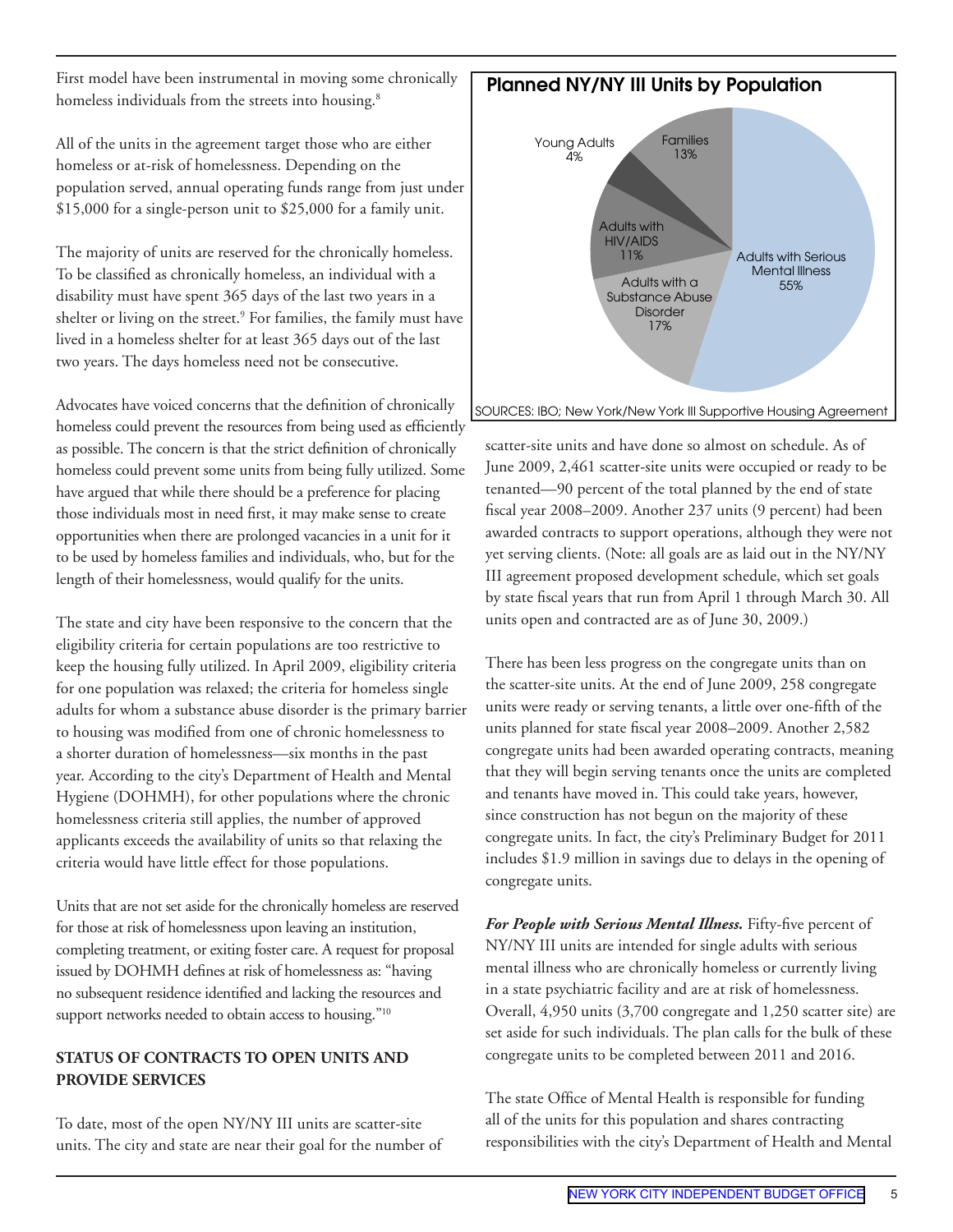First model have been instrumental in moving some chronically homeless individuals from the streets into housing.[8]

All of the units in the agreement target those who are either homeless or at-risk of homelessness. Depending on the population served, annual operating funds range from just under $15,000 for a single-person unit to $25,000 for a family unit.

The majority of units are reserved for the chronically homeless. To be classified as chronically homeless, an individual with a disability must have spent 365 days of the last two years in a shelter or living on the street.[9] For families, the family must have lived in a homeless shelter for at least 365 days out of the last two years. The days homeless need not be consecutive.

Advocates have voiced concerns that the definition of chronically homeless could prevent the resources from being used as efficiently as possible. The concern is that the strict definition of chronically homeless could prevent some units from being fully utilized. Some have argued that while there should be a preference for placing those individuals most in need first, it may make sense to create opportunities when there are prolonged vacancies in a unit for it to be used by homeless families and individuals, who, but for the length of their homelessness, would qualify for the units.

The state and city have been responsive to the concern that the eligibility criteria for certain populations are too restrictive to keep the housing fully utilized. In April 2009, eligibility criteria for one population was relaxed; the criteria for homeless single adults for whom a substance abuse disorder is the primary barrier to housing was modified from one of chronic homelessness to a shorter duration of homelessness—six months in the past year. According to the city's Department of Health and Mental Hygiene (DOHMH), for other populations where the chronic homelessness criteria still applies, the number of approved applicants exceeds the availability of units so that relaxing the criteria would have little effect for those populations.

Units that are not set aside for the chronically homeless are reserved for those at risk of homelessness upon leaving an institution, completing treatment, or exiting foster care. A request for proposal issued by DOHMH defines at risk of homelessness as: "having no subsequent residence identified and lacking the resources and support networks needed to obtain access to housing."[10]

## STATUS OF CONTRACTS TO OPEN UNITS AND PROVIDE SERVICES

To date, most of the open NY/NY III units are scatter-site units. The city and state are near their goal for the number of scatter-site units and have done so almost on schedule. As of June 2009, 2,461 scatter-site units were occupied or ready to be tenanted—90 percent of the total planned by the end of state fiscal year 2008–2009. Another 237 units (9 percent) had been awarded contracts to support operations, although they were not yet serving clients. (Note: all goals are as laid out in the NY/NY III agreement proposed development schedule, which set goals by state fiscal years that run from April 1 through March 30. All units open and contracted are as of June 30, 2009.)

**Planned NY/NY III Units by Population**

| Population | Share |
|---|---|
| Adults with Serious Mental Illness | 55% |
| Adults with a Substance Abuse Disorder | 17% |
| Families | 13% |
| Adults with HIV/AIDS | 11% |
| Young Adults | 4% |

SOURCES: IBO; New York/New York III Supportive Housing Agreement

There has been less progress on the congregate units than on the scatter-site units. At the end of June 2009, 258 congregate units were ready or serving tenants, a little over one-fifth of the units planned for state fiscal year 2008–2009. Another 2,582 congregate units had been awarded operating contracts, meaning that they will begin serving tenants once the units are completed and tenants have moved in. This could take years, however, since construction has not begun on the majority of these congregate units. In fact, the city's Preliminary Budget for 2011 includes $1.9 million in savings due to delays in the opening of congregate units.

***For People with Serious Mental Illness.*** Fifty-five percent of NY/NY III units are intended for single adults with serious mental illness who are chronically homeless or currently living in a state psychiatric facility and are at risk of homelessness. Overall, 4,950 units (3,700 congregate and 1,250 scatter site) are set aside for such individuals. The plan calls for the bulk of these congregate units to be completed between 2011 and 2016.

The state Office of Mental Health is responsible for funding all of the units for this population and shares contracting responsibilities with the city's Department of Health and Mental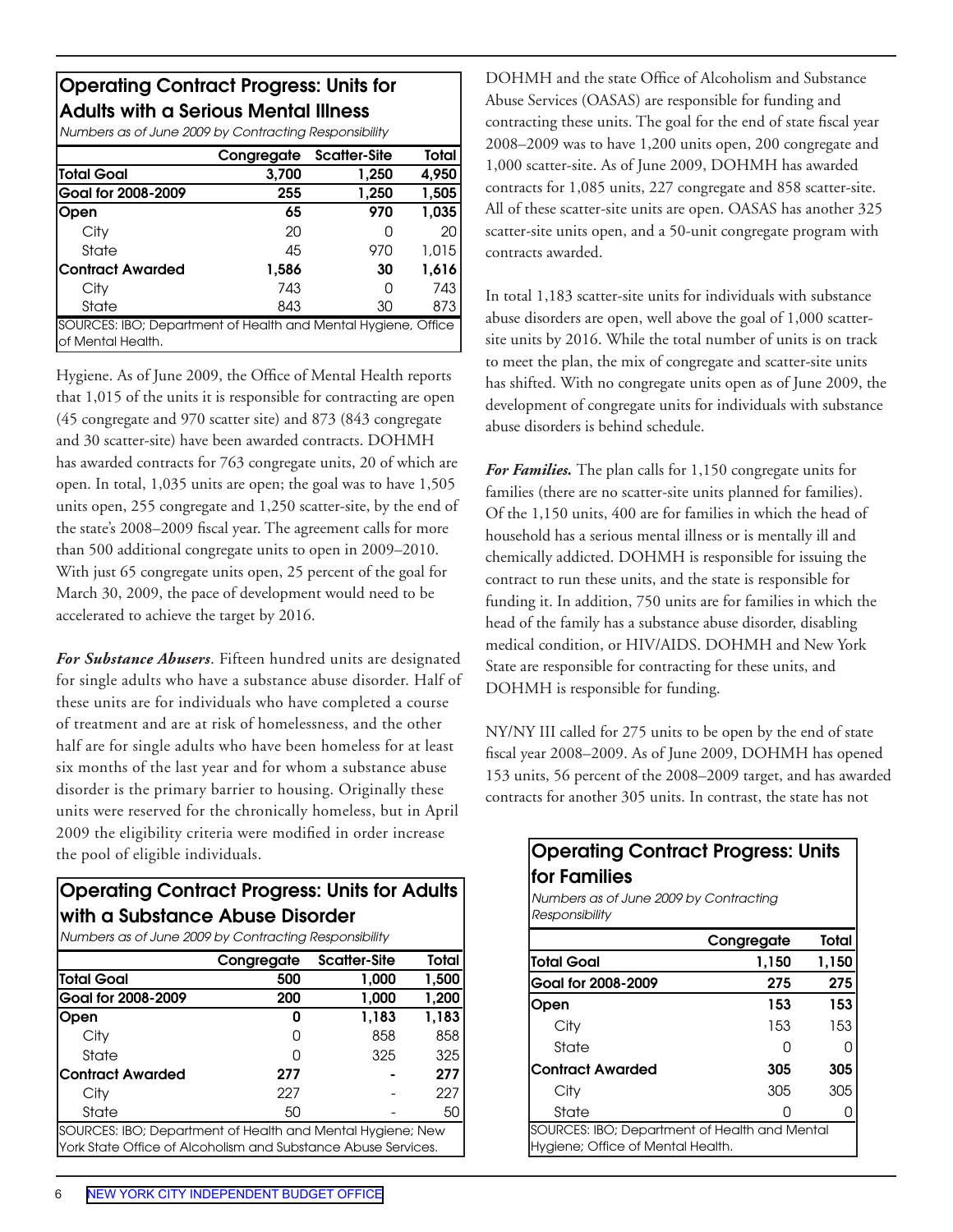### Operating Contract Progress: Units for Adults with a Serious Mental Illness

*Numbers as of June 2009 by Contracting Responsibility*

| | Congregate | Scatter-Site | Total |
|---|---|---|---|
| **Total Goal** | **3,700** | **1,250** | **4,950** |
| **Goal for 2008-2009** | **255** | **1,250** | **1,505** |
| **Open** | **65** | **970** | **1,035** |
| City | 20 | 0 | 20 |
| State | 45 | 970 | 1,015 |
| **Contract Awarded** | **1,586** | **30** | **1,616** |
| City | 743 | 0 | 743 |
| State | 843 | 30 | 873 |

SOURCES: IBO; Department of Health and Mental Hygiene, Office of Mental Health.

Hygiene. As of June 2009, the Office of Mental Health reports that 1,015 of the units it is responsible for contracting are open (45 congregate and 970 scatter site) and 873 (843 congregate and 30 scatter-site) have been awarded contracts. DOHMH has awarded contracts for 763 congregate units, 20 of which are open. In total, 1,035 units are open; the goal was to have 1,505 units open, 255 congregate and 1,250 scatter-site, by the end of the state's 2008–2009 fiscal year. The agreement calls for more than 500 additional congregate units to open in 2009–2010. With just 65 congregate units open, 25 percent of the goal for March 30, 2009, the pace of development would need to be accelerated to achieve the target by 2016.

***For Substance Abusers***. Fifteen hundred units are designated for single adults who have a substance abuse disorder. Half of these units are for individuals who have completed a course of treatment and are at risk of homelessness, and the other half are for single adults who have been homeless for at least six months of the last year and for whom a substance abuse disorder is the primary barrier to housing. Originally these units were reserved for the chronically homeless, but in April 2009 the eligibility criteria were modified in order increase the pool of eligible individuals.

### Operating Contract Progress: Units for Adults with a Substance Abuse Disorder

*Numbers as of June 2009 by Contracting Responsibility*

| | Congregate | Scatter-Site | Total |
|---|---|---|---|
| **Total Goal** | **500** | **1,000** | **1,500** |
| **Goal for 2008-2009** | **200** | **1,000** | **1,200** |
| **Open** | **0** | **1,183** | **1,183** |
| City | 0 | 858 | 858 |
| State | 0 | 325 | 325 |
| **Contract Awarded** | **277** | **-** | **277** |
| City | 227 | - | 227 |
| State | 50 | - | 50 |

SOURCES: IBO; Department of Health and Mental Hygiene; New York State Office of Alcoholism and Substance Abuse Services.

DOHMH and the state Office of Alcoholism and Substance Abuse Services (OASAS) are responsible for funding and contracting these units. The goal for the end of state fiscal year 2008–2009 was to have 1,200 units open, 200 congregate and 1,000 scatter-site. As of June 2009, DOHMH has awarded contracts for 1,085 units, 227 congregate and 858 scatter-site. All of these scatter-site units are open. OASAS has another 325 scatter-site units open, and a 50-unit congregate program with contracts awarded.

In total 1,183 scatter-site units for individuals with substance abuse disorders are open, well above the goal of 1,000 scatter-site units by 2016. While the total number of units is on track to meet the plan, the mix of congregate and scatter-site units has shifted. With no congregate units open as of June 2009, the development of congregate units for individuals with substance abuse disorders is behind schedule.

***For Families.*** The plan calls for 1,150 congregate units for families (there are no scatter-site units planned for families). Of the 1,150 units, 400 are for families in which the head of household has a serious mental illness or is mentally ill and chemically addicted. DOHMH is responsible for issuing the contract to run these units, and the state is responsible for funding it. In addition, 750 units are for families in which the head of the family has a substance abuse disorder, disabling medical condition, or HIV/AIDS. DOHMH and New York State are responsible for contracting for these units, and DOHMH is responsible for funding.

NY/NY III called for 275 units to be open by the end of state fiscal year 2008–2009. As of June 2009, DOHMH has opened 153 units, 56 percent of the 2008–2009 target, and has awarded contracts for another 305 units. In contrast, the state has not

### Operating Contract Progress: Units for Families

*Numbers as of June 2009 by Contracting Responsibility*

| | Congregate | Total |
|---|---|---|
| **Total Goal** | **1,150** | **1,150** |
| **Goal for 2008-2009** | **275** | **275** |
| **Open** | **153** | **153** |
| City | 153 | 153 |
| State | 0 | 0 |
| **Contract Awarded** | **305** | **305** |
| City | 305 | 305 |
| State | 0 | 0 |

SOURCES: IBO; Department of Health and Mental Hygiene; Office of Mental Health.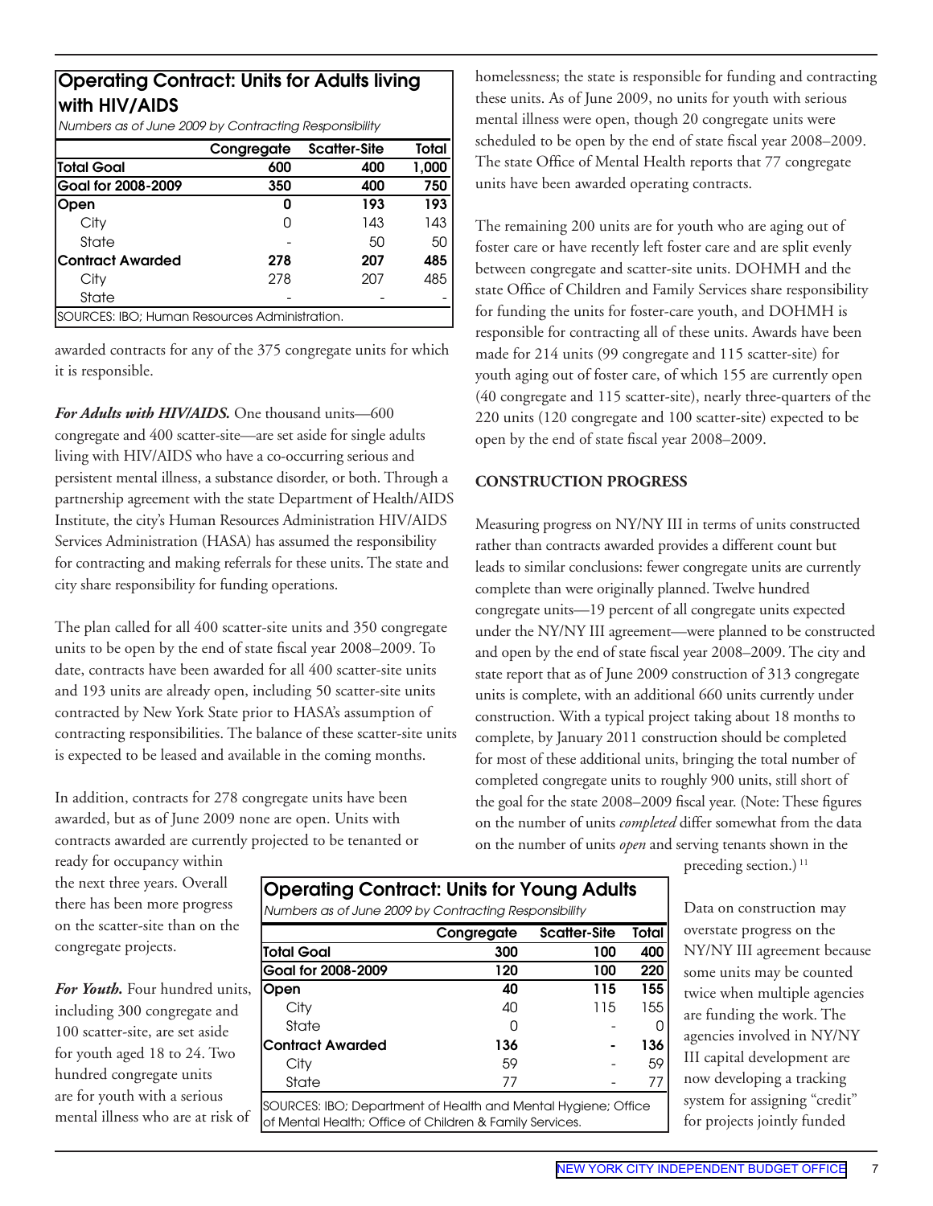### Operating Contract: Units for Adults living with HIV/AIDS

*Numbers as of June 2009 by Contracting Responsibility*

| | Congregate | Scatter-Site | Total |
|---|---|---|---|
| **Total Goal** | **600** | **400** | **1,000** |
| **Goal for 2008-2009** | **350** | **400** | **750** |
| **Open** | **0** | **193** | **193** |
| City | 0 | 143 | 143 |
| State | - | 50 | 50 |
| **Contract Awarded** | **278** | **207** | **485** |
| City | 278 | 207 | 485 |
| State | - | - | - |

SOURCES: IBO; Human Resources Administration.

awarded contracts for any of the 375 congregate units for which it is responsible.

***For Adults with HIV/AIDS.*** One thousand units—600 congregate and 400 scatter-site—are set aside for single adults living with HIV/AIDS who have a co-occurring serious and persistent mental illness, a substance disorder, or both. Through a partnership agreement with the state Department of Health/AIDS Institute, the city's Human Resources Administration HIV/AIDS Services Administration (HASA) has assumed the responsibility for contracting and making referrals for these units. The state and city share responsibility for funding operations.

The plan called for all 400 scatter-site units and 350 congregate units to be open by the end of state fiscal year 2008–2009. To date, contracts have been awarded for all 400 scatter-site units and 193 units are already open, including 50 scatter-site units contracted by New York State prior to HASA's assumption of contracting responsibilities. The balance of these scatter-site units is expected to be leased and available in the coming months.

In addition, contracts for 278 congregate units have been awarded, but as of June 2009 none are open. Units with contracts awarded are currently projected to be tenanted or ready for occupancy within the next three years. Overall there has been more progress on the scatter-site than on the congregate projects.

***For Youth.*** Four hundred units, including 300 congregate and 100 scatter-site, are set aside for youth aged 18 to 24. Two hundred congregate units are for youth with a serious mental illness who are at risk of homelessness; the state is responsible for funding and contracting these units. As of June 2009, no units for youth with serious mental illness were open, though 20 congregate units were scheduled to be open by the end of state fiscal year 2008–2009. The state Office of Mental Health reports that 77 congregate units have been awarded operating contracts.

The remaining 200 units are for youth who are aging out of foster care or have recently left foster care and are split evenly between congregate and scatter-site units. DOHMH and the state Office of Children and Family Services share responsibility for funding the units for foster-care youth, and DOHMH is responsible for contracting all of these units. Awards have been made for 214 units (99 congregate and 115 scatter-site) for youth aging out of foster care, of which 155 are currently open (40 congregate and 115 scatter-site), nearly three-quarters of the 220 units (120 congregate and 100 scatter-site) expected to be open by the end of state fiscal year 2008–2009.

### Operating Contract: Units for Young Adults

*Numbers as of June 2009 by Contracting Responsibility*

| | Congregate | Scatter-Site | Total |
|---|---|---|---|
| **Total Goal** | **300** | **100** | **400** |
| **Goal for 2008-2009** | **120** | **100** | **220** |
| **Open** | **40** | **115** | **155** |
| City | 40 | 115 | 155 |
| State | 0 | - | 0 |
| **Contract Awarded** | **136** | **-** | **136** |
| City | 59 | - | 59 |
| State | 77 | - | 77 |

SOURCES: IBO; Department of Health and Mental Hygiene; Office of Mental Health; Office of Children & Family Services.

## CONSTRUCTION PROGRESS

Measuring progress on NY/NY III in terms of units constructed rather than contracts awarded provides a different count but leads to similar conclusions: fewer congregate units are currently complete than were originally planned. Twelve hundred congregate units—19 percent of all congregate units expected under the NY/NY III agreement—were planned to be constructed and open by the end of state fiscal year 2008–2009. The city and state report that as of June 2009 construction of 313 congregate units is complete, with an additional 660 units currently under construction. With a typical project taking about 18 months to complete, by January 2011 construction should be completed for most of these additional units, bringing the total number of completed congregate units to roughly 900 units, still short of the goal for the state 2008–2009 fiscal year. (Note: These figures on the number of units *completed* differ somewhat from the data on the number of units *open* and serving tenants shown in the preceding section.)[11]

Data on construction may overstate progress on the NY/NY III agreement because some units may be counted twice when multiple agencies are funding the work. The agencies involved in NY/NY III capital development are now developing a tracking system for assigning "credit" for projects jointly funded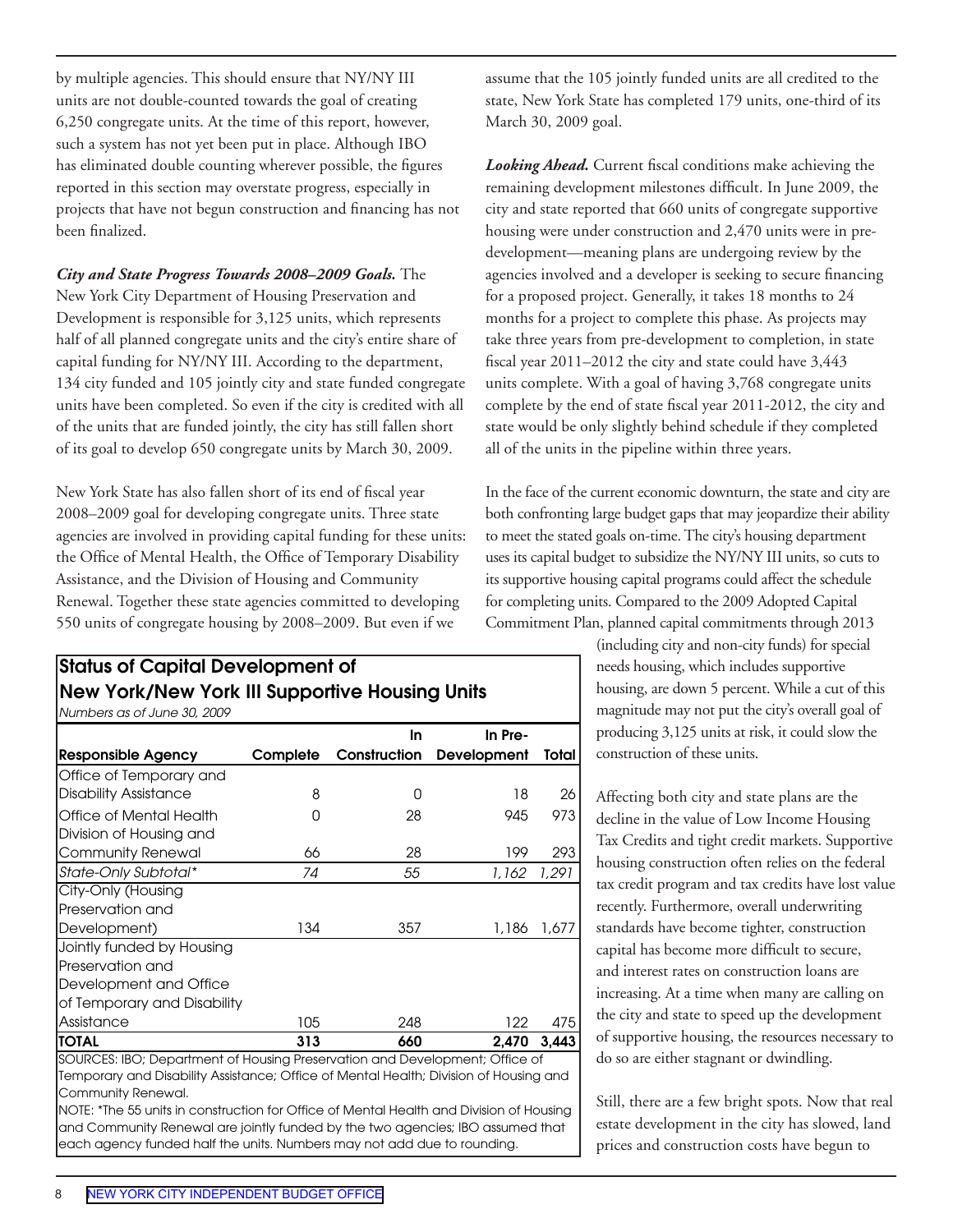by multiple agencies. This should ensure that NY/NY III units are not double-counted towards the goal of creating 6,250 congregate units. At the time of this report, however, such a system has not yet been put in place. Although IBO has eliminated double counting wherever possible, the figures reported in this section may overstate progress, especially in projects that have not begun construction and financing has not been finalized.

***City and State Progress Towards 2008–2009 Goals.*** The New York City Department of Housing Preservation and Development is responsible for 3,125 units, which represents half of all planned congregate units and the city's entire share of capital funding for NY/NY III. According to the department, 134 city funded and 105 jointly city and state funded congregate units have been completed. So even if the city is credited with all of the units that are funded jointly, the city has still fallen short of its goal to develop 650 congregate units by March 30, 2009.

New York State has also fallen short of its end of fiscal year 2008–2009 goal for developing congregate units. Three state agencies are involved in providing capital funding for these units: the Office of Mental Health, the Office of Temporary Disability Assistance, and the Division of Housing and Community Renewal. Together these state agencies committed to developing 550 units of congregate housing by 2008–2009. But even if we assume that the 105 jointly funded units are all credited to the state, New York State has completed 179 units, one-third of its March 30, 2009 goal.

***Looking Ahead.*** Current fiscal conditions make achieving the remaining development milestones difficult. In June 2009, the city and state reported that 660 units of congregate supportive housing were under construction and 2,470 units were in pre-development—meaning plans are undergoing review by the agencies involved and a developer is seeking to secure financing for a proposed project. Generally, it takes 18 months to 24 months for a project to complete this phase. As projects may take three years from pre-development to completion, in state fiscal year 2011–2012 the city and state could have 3,443 units complete. With a goal of having 3,768 congregate units complete by the end of state fiscal year 2011-2012, the city and state would be only slightly behind schedule if they completed all of the units in the pipeline within three years.

In the face of the current economic downturn, the state and city are both confronting large budget gaps that may jeopardize their ability to meet the stated goals on-time. The city's housing department uses its capital budget to subsidize the NY/NY III units, so cuts to its supportive housing capital programs could affect the schedule for completing units. Compared to the 2009 Adopted Capital Commitment Plan, planned capital commitments through 2013 (including city and non-city funds) for special needs housing, which includes supportive housing, are down 5 percent. While a cut of this magnitude may not put the city's overall goal of producing 3,125 units at risk, it could slow the construction of these units.

Affecting both city and state plans are the decline in the value of Low Income Housing Tax Credits and tight credit markets. Supportive housing construction often relies on the federal tax credit program and tax credits have lost value recently. Furthermore, overall underwriting standards have become tighter, construction capital has become more difficult to secure, and interest rates on construction loans are increasing. At a time when many are calling on the city and state to speed up the development of supportive housing, the resources necessary to do so are either stagnant or dwindling.

Still, there are a few bright spots. Now that real estate development in the city has slowed, land prices and construction costs have begun to

**Status of Capital Development of New York/New York III Supportive Housing Units**

*Numbers as of June 30, 2009*

| Responsible Agency | Complete | In Construction | In Pre-Development | Total |
|---|---|---|---|---|
| Office of Temporary and Disability Assistance | 8 | 0 | 18 | 26 |
| Office of Mental Health | 0 | 28 | 945 | 973 |
| Division of Housing and Community Renewal | 66 | 28 | 199 | 293 |
| *State-Only Subtotal** | *74* | *55* | *1,162* | *1,291* |
| City-Only (Housing Preservation and Development) | 134 | 357 | 1,186 | 1,677 |
| Jointly funded by Housing Preservation and Development and Office of Temporary and Disability Assistance | 105 | 248 | 122 | 475 |
| **TOTAL** | **313** | **660** | **2,470** | **3,443** |

SOURCES: IBO; Department of Housing Preservation and Development; Office of Temporary and Disability Assistance; Office of Mental Health; Division of Housing and Community Renewal.

NOTE: *The 55 units in construction for Office of Mental Health and Division of Housing and Community Renewal are jointly funded by the two agencies; IBO assumed that each agency funded half the units. Numbers may not add due to rounding.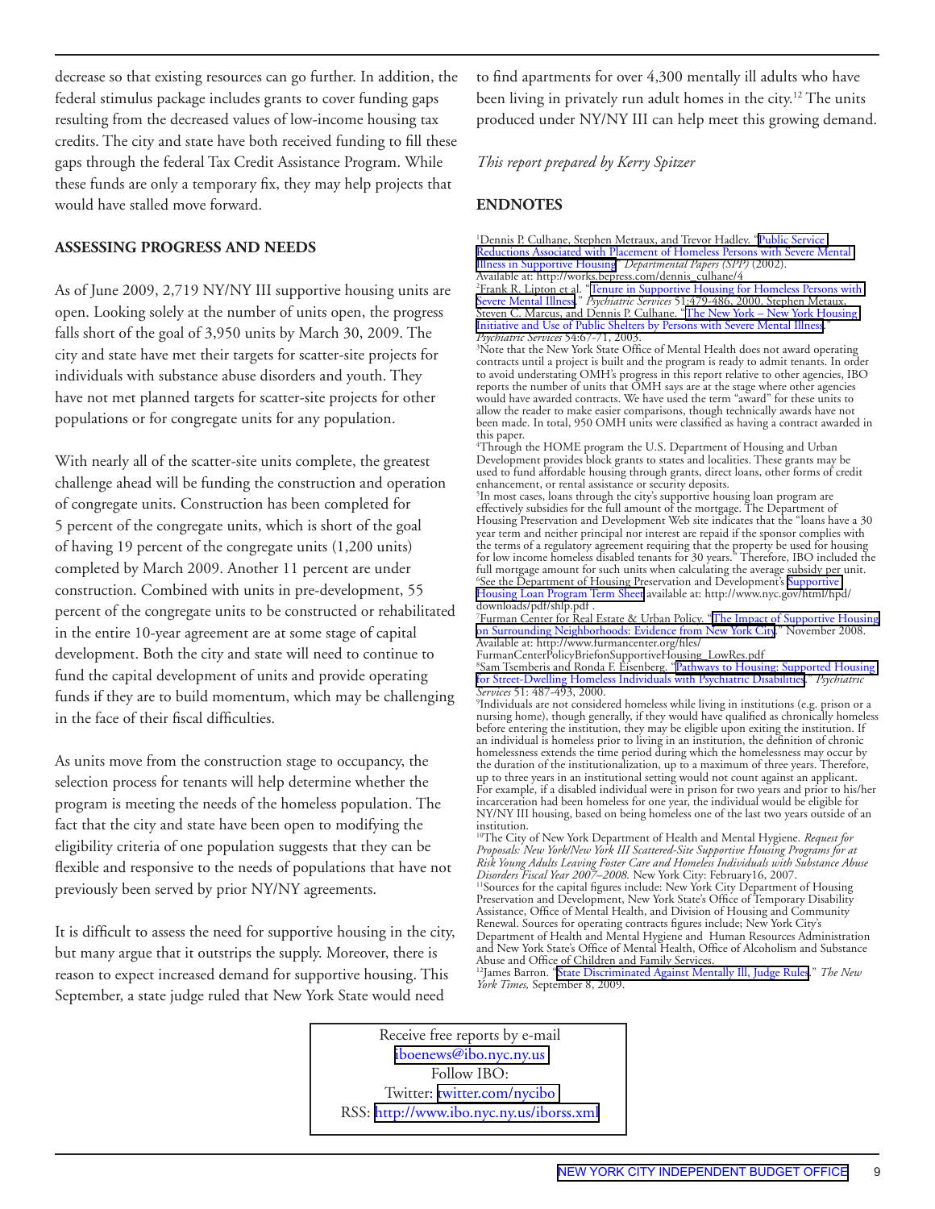decrease so that existing resources can go further. In addition, the federal stimulus package includes grants to cover funding gaps resulting from the decreased values of low-income housing tax credits. The city and state have both received funding to fill these gaps through the federal Tax Credit Assistance Program. While these funds are only a temporary fix, they may help projects that would have stalled move forward.

**ASSESSING PROGRESS AND NEEDS**

As of June 2009, 2,719 NY/NY III supportive housing units are open. Looking solely at the number of units open, the progress falls short of the goal of 3,950 units by March 30, 2009. The city and state have met their targets for scatter-site projects for individuals with substance abuse disorders and youth. They have not met planned targets for scatter-site projects for other populations or for congregate units for any population.

With nearly all of the scatter-site units complete, the greatest challenge ahead will be funding the construction and operation of congregate units. Construction has been completed for 5 percent of the congregate units, which is short of the goal of having 19 percent of the congregate units (1,200 units) completed by March 2009. Another 11 percent are under construction. Combined with units in pre-development, 55 percent of the congregate units to be constructed or rehabilitated in the entire 10-year agreement are at some stage of capital development. Both the city and state will need to continue to fund the capital development of units and provide operating funds if they are to build momentum, which may be challenging in the face of their fiscal difficulties.

As units move from the construction stage to occupancy, the selection process for tenants will help determine whether the program is meeting the needs of the homeless population. The fact that the city and state have been open to modifying the eligibility criteria of one population suggests that they can be flexible and responsive to the needs of populations that have not previously been served by prior NY/NY agreements.

It is difficult to assess the need for supportive housing in the city, but many argue that it outstrips the supply. Moreover, there is reason to expect increased demand for supportive housing. This September, a state judge ruled that New York State would need to find apartments for over 4,300 mentally ill adults who have been living in privately run adult homes in the city.[12] The units produced under NY/NY III can help meet this growing demand.

*This report prepared by Kerry Spitzer*

**ENDNOTES**

[1]Dennis P. Culhane, Stephen Metraux, and Trevor Hadley. "Public Service Reductions Associated with Placement of Homeless Persons with Severe Mental Illness in Supportive Housing" *Departmental Papers (SPP)* (2002). Available at: http://works.bepress.com/dennis_culhane/4

[2]Frank R. Lipton et al. "Tenure in Supportive Housing for Homeless Persons with Severe Mental Illness." *Psychiatric Services* 51:479-486, 2000. Stephen Metraux, Steven C. Marcus, and Dennis P. Culhane. "The New York – New York Housing Initiative and Use of Public Shelters by Persons with Severe Mental Illness." *Psychiatric Services* 54:67-71, 2003.

[3]Note that the New York State Office of Mental Health does not award operating contracts until a project is built and the program is ready to admit tenants. In order to avoid understating OMH's progress in this report relative to other agencies, IBO reports the number of units that OMH says are at the stage where other agencies would have awarded contracts. We have used the term "award" for these units to allow the reader to make easier comparisons, though technically awards have not been made. In total, 950 OMH units were classified as having a contract awarded in this paper.

[4]Through the HOME program the U.S. Department of Housing and Urban Development provides block grants to states and localities. These grants may be used to fund affordable housing through grants, direct loans, other forms of credit enhancement, or rental assistance or security deposits.

[5]In most cases, loans through the city's supportive housing loan program are effectively subsidies for the full amount of the mortgage. The Department of Housing Preservation and Development Web site indicates that the "loans have a 30 year term and neither principal nor interest are repaid if the sponsor complies with the terms of a regulatory agreement requiring that the property be used for housing for low income homeless disabled tenants for 30 years." Therefore, IBO included the full mortgage amount for such units when calculating the average subsidy per unit.

[6]See the Department of Housing Preservation and Development's Supportive Housing Loan Program Term Sheet available at: http://www.nyc.gov/html/hpd/downloads/pdf/shlp.pdf .

[7]Furman Center for Real Estate & Urban Policy. "The Impact of Supportive Housing on Surrounding Neighborhoods: Evidence from New York City." November 2008. Available at: http://www.furmancenter.org/files/FurmanCenterPolicyBriefonSupportiveHousing_LowRes.pdf

[8]Sam Tsemberis and Ronda F. Eisenberg. "Pathways to Housing: Supported Housing for Street-Dwelling Homeless Individuals with Psychiatric Disabilities." *Psychiatric Services* 51: 487-493, 2000.

[9]Individuals are not considered homeless while living in institutions (e.g. prison or a nursing home), though generally, if they would have qualified as chronically homeless before entering the institution, they may be eligible upon exiting the institution. If an individual is homeless prior to living in an institution, the definition of chronic homelessness extends the time period during which the homelessness may occur by the duration of the institutionalization, up to a maximum of three years. Therefore, up to three years in an institutional setting would not count against an applicant. For example, if a disabled individual were in prison for two years and prior to his/her incarceration had been homeless for one year, the individual would be eligible for NY/NY III housing, based on being homeless one of the last two years outside of an institution.

[10]The City of New York Department of Health and Mental Hygiene. *Request for Proposals: New York/New York III Scattered-Site Supportive Housing Programs for at Risk Young Adults Leaving Foster Care and Homeless Individuals with Substance Abuse Disorders Fiscal Year 2007–2008.* New York City: February16, 2007.

[11]Sources for the capital figures include: New York City Department of Housing Preservation and Development, New York State's Office of Temporary Disability Assistance, Office of Mental Health, and Division of Housing and Community Renewal. Sources for operating contracts figures include; New York City's Department of Health and Mental Hygiene and Human Resources Administration and New York State's Office of Mental Health, Office of Alcoholism and Substance Abuse and Office of Children and Family Services.

[12]James Barron. "State Discriminated Against Mentally Ill, Judge Rules." *The New York Times,* September 8, 2009.

Receive free reports by e-mail
iboenews@ibo.nyc.ny.us
Follow IBO:
Twitter: twitter.com/nycibo
RSS: http://www.ibo.nyc.ny.us/iborss.xml